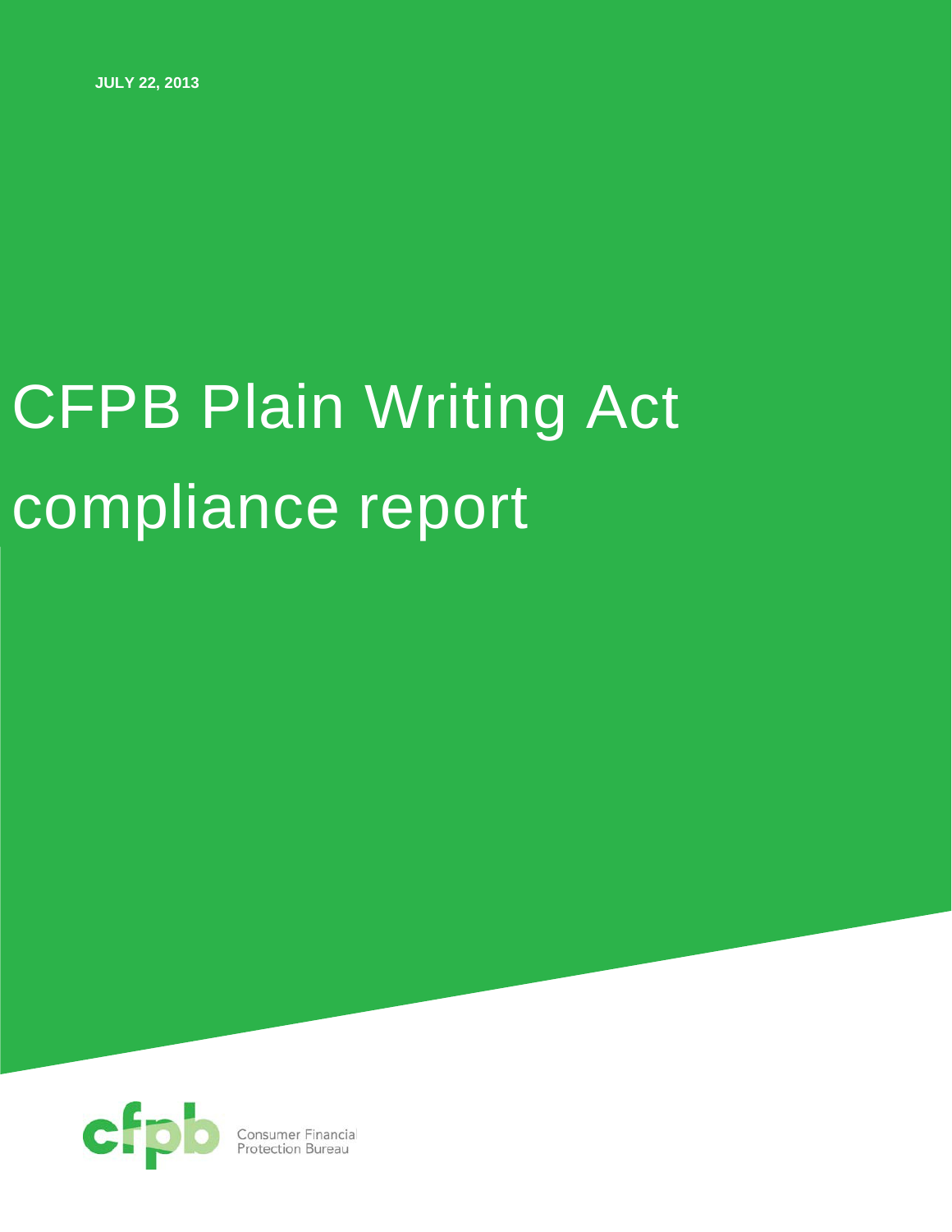**JULY 22, 2013**

# CFPB Plain Writing Act compliance report

Consumer Financial Protection Bureau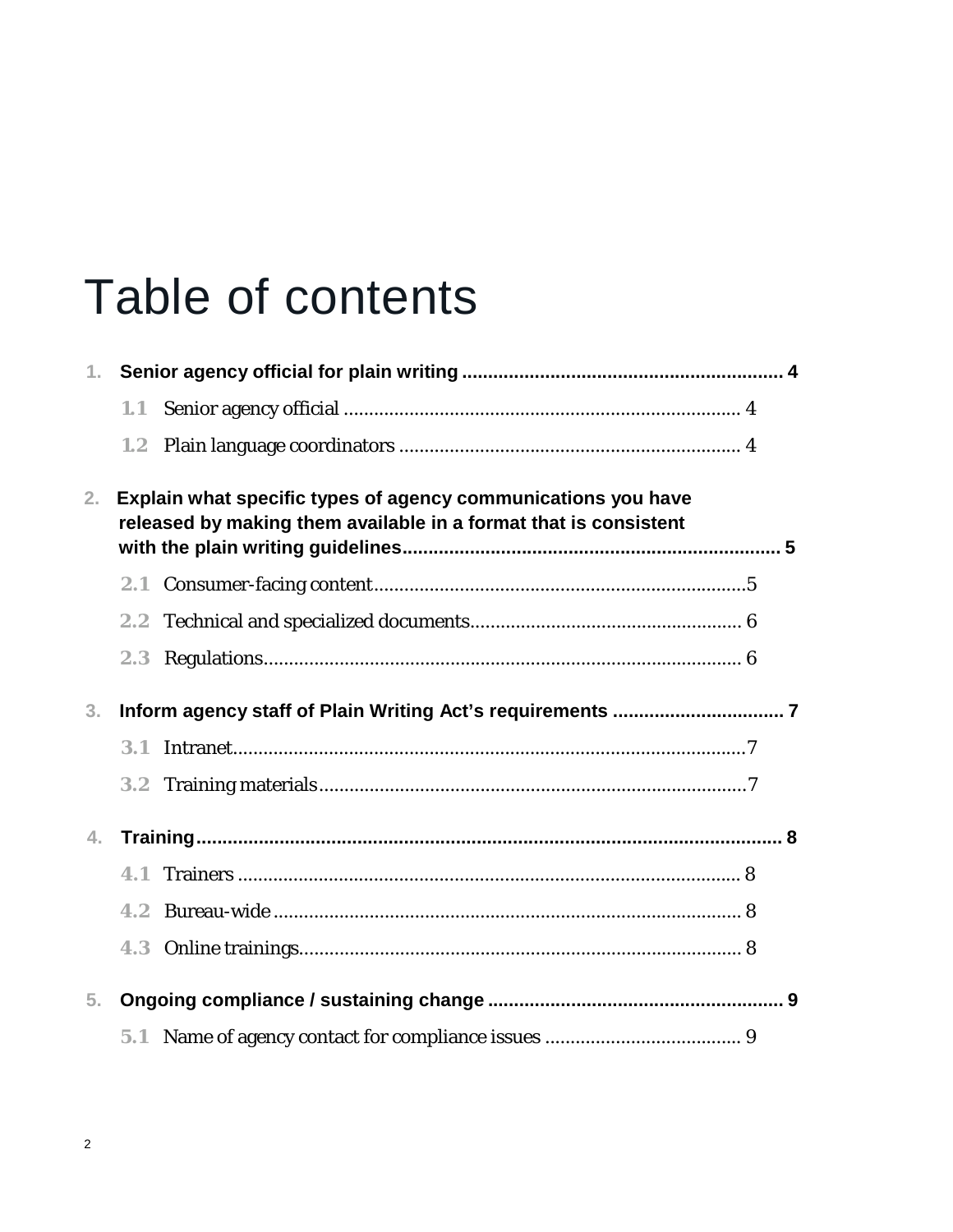# Table of contents

1. **Senior agency official for plain writing** ............................................................ **4**
   - 1.1 Senior agency official ............................................................................ 4
   - 1.2 Plain language coordinators .................................................................. 4
2. **Explain what specific types of agency communications you have released by making them available in a format that is consistent with the plain writing guidelines** ........................................................................ **5**
   - 2.1 Consumer-facing content........................................................................5
   - 2.2 Technical and specialized documents..................................................... 6
   - 2.3 Regulations............................................................................................. 6
3. **Inform agency staff of Plain Writing Act's requirements** ................................ **7**
   - 3.1 Intranet....................................................................................................7
   - 3.2 Training materials....................................................................................7
4. **Training**.............................................................................................................. **8**
   - 4.1 Trainers .................................................................................................. 8
   - 4.2 Bureau-wide ........................................................................................... 8
   - 4.3 Online trainings....................................................................................... 8
5. **Ongoing compliance / sustaining change** ........................................................ **9**
   - 5.1 Name of agency contact for compliance issues ...................................... 9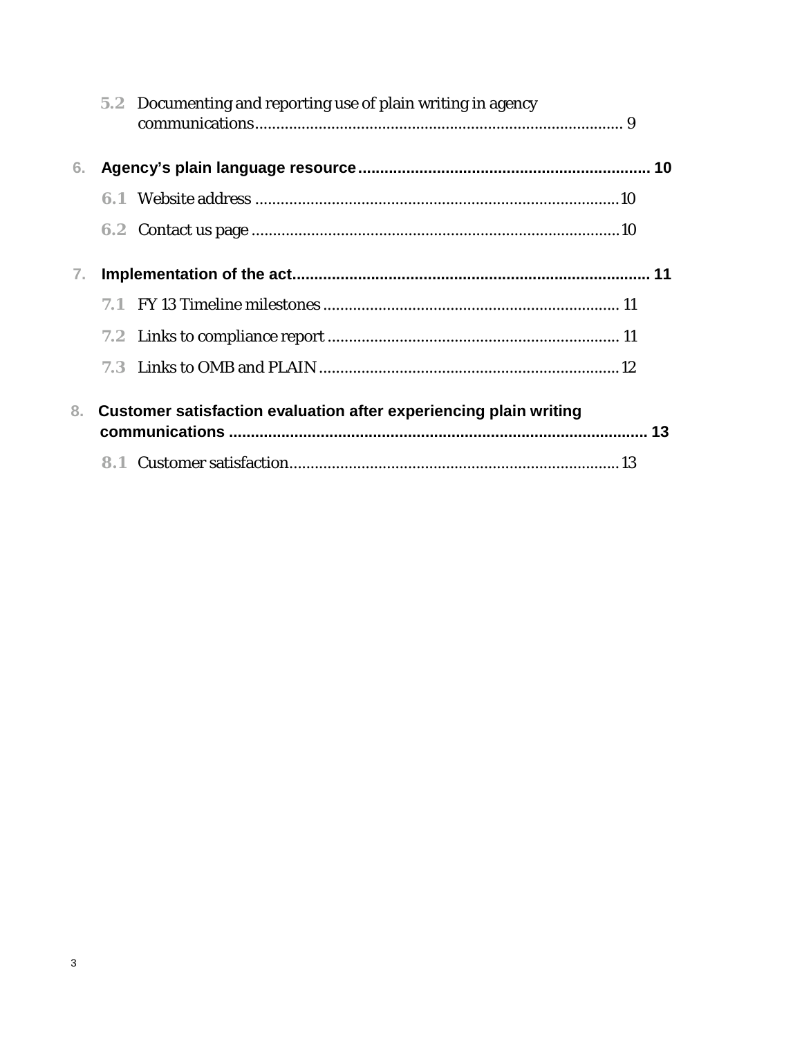5.2 Documenting and reporting use of plain writing in agency communications ........................................................................................ 9

**6. Agency's plain language resource ................................................................ 10**

6.1 Website address ........................................................................................ 10

6.2 Contact us page ......................................................................................... 10

**7. Implementation of the act ............................................................................ 11**

7.1 FY 13 Timeline milestones ....................................................................... 11

7.2 Links to compliance report ...................................................................... 11

7.3 Links to OMB and PLAIN ......................................................................... 12

**8. Customer satisfaction evaluation after experiencing plain writing communications ............................................................................................... 13**

8.1 Customer satisfaction ............................................................................... 13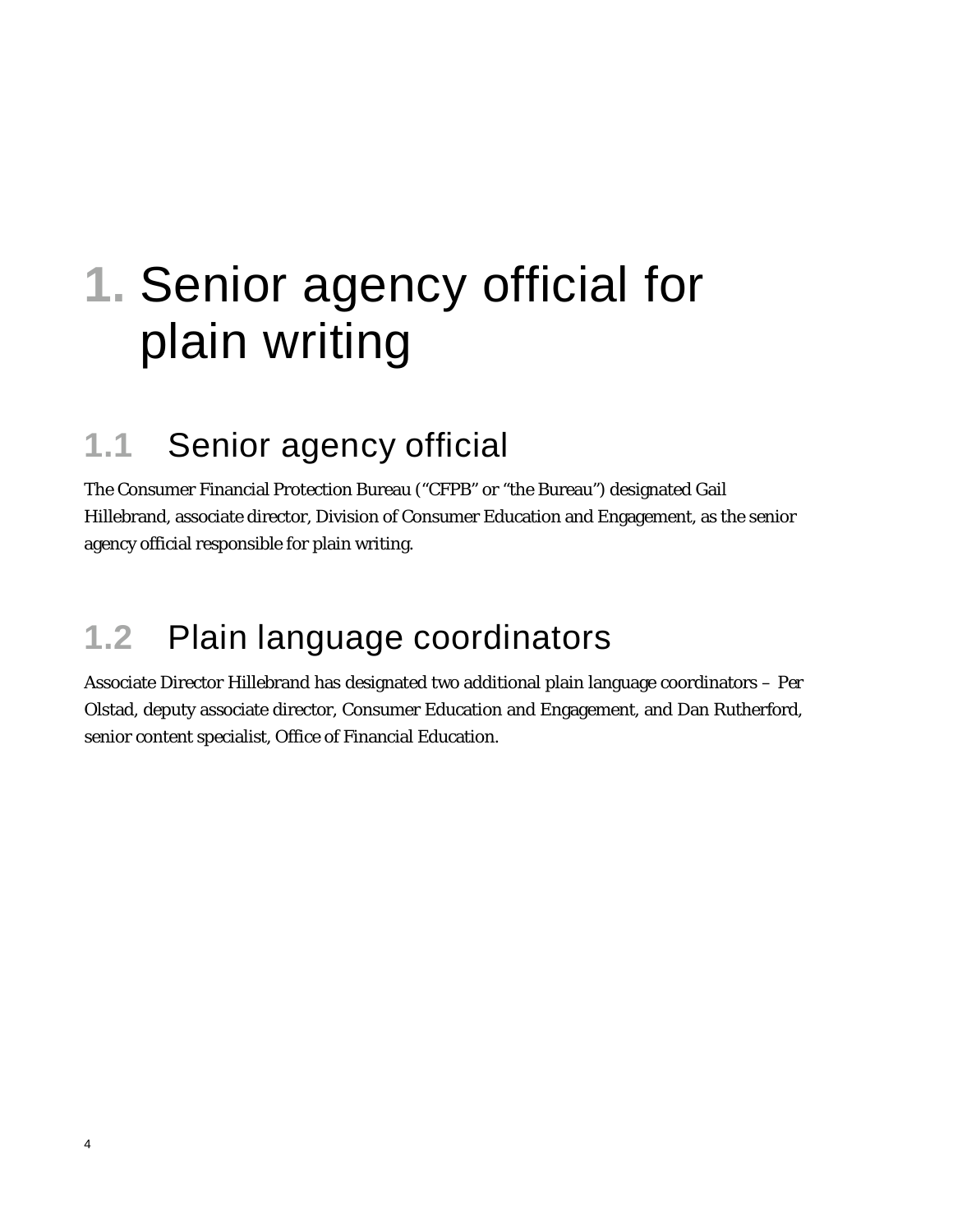# 1. Senior agency official for plain writing

## 1.1 Senior agency official

The Consumer Financial Protection Bureau ("CFPB" or "the Bureau") designated Gail Hillebrand, associate director, Division of Consumer Education and Engagement, as the senior agency official responsible for plain writing.

## 1.2 Plain language coordinators

Associate Director Hillebrand has designated two additional plain language coordinators – Per Olstad, deputy associate director, Consumer Education and Engagement, and Dan Rutherford, senior content specialist, Office of Financial Education.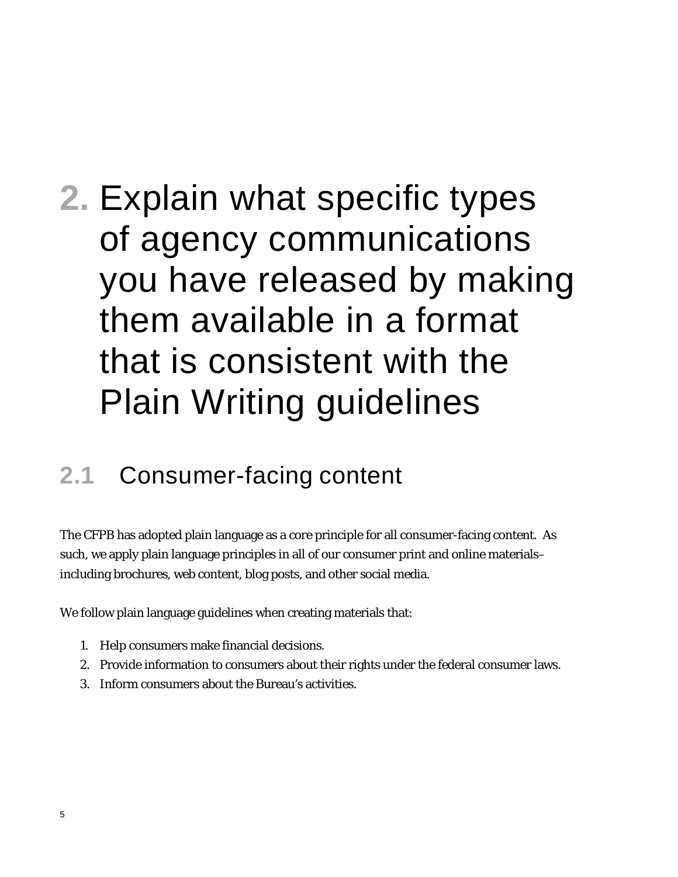# 2. Explain what specific types of agency communications you have released by making them available in a format that is consistent with the Plain Writing guidelines

## 2.1 Consumer-facing content

The CFPB has adopted plain language as a core principle for all consumer-facing content. As such, we apply plain language principles in all of our consumer print and online materials– including brochures, web content, blog posts, and other social media.

We follow plain language guidelines when creating materials that:

1. Help consumers make financial decisions.
2. Provide information to consumers about their rights under the federal consumer laws.
3. Inform consumers about the Bureau's activities.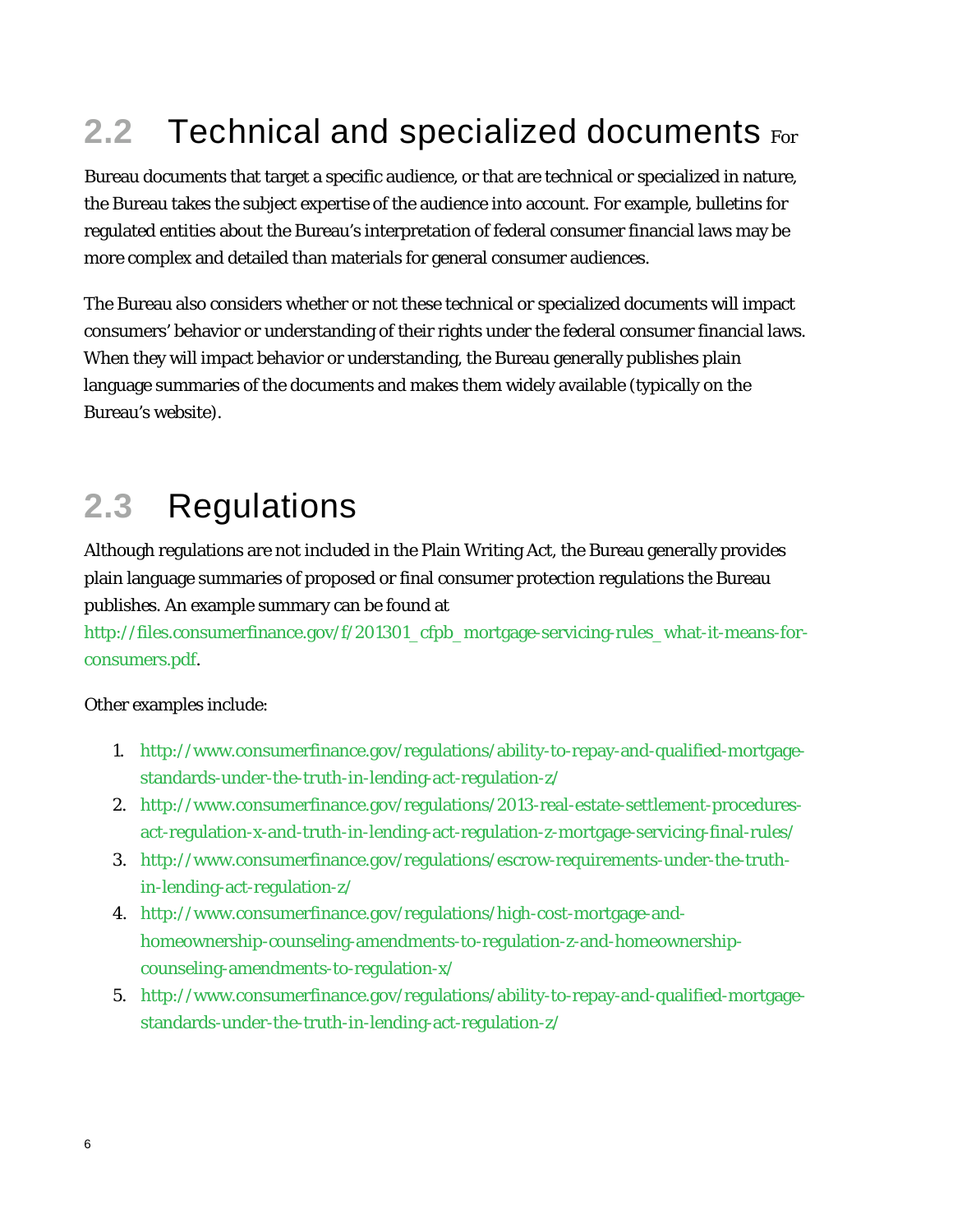## 2.2 Technical and specialized documents

For Bureau documents that target a specific audience, or that are technical or specialized in nature, the Bureau takes the subject expertise of the audience into account. For example, bulletins for regulated entities about the Bureau's interpretation of federal consumer financial laws may be more complex and detailed than materials for general consumer audiences.

The Bureau also considers whether or not these technical or specialized documents will impact consumers' behavior or understanding of their rights under the federal consumer financial laws. When they will impact behavior or understanding, the Bureau generally publishes plain language summaries of the documents and makes them widely available (typically on the Bureau's website).

## 2.3 Regulations

Although regulations are not included in the Plain Writing Act, the Bureau generally provides plain language summaries of proposed or final consumer protection regulations the Bureau publishes. An example summary can be found at http://files.consumerfinance.gov/f/201301_cfpb_mortgage-servicing-rules_what-it-means-for-consumers.pdf.

Other examples include:

1. http://www.consumerfinance.gov/regulations/ability-to-repay-and-qualified-mortgage-standards-under-the-truth-in-lending-act-regulation-z/
2. http://www.consumerfinance.gov/regulations/2013-real-estate-settlement-procedures-act-regulation-x-and-truth-in-lending-act-regulation-z-mortgage-servicing-final-rules/
3. http://www.consumerfinance.gov/regulations/escrow-requirements-under-the-truth-in-lending-act-regulation-z/
4. http://www.consumerfinance.gov/regulations/high-cost-mortgage-and-homeownership-counseling-amendments-to-regulation-z-and-homeownership-counseling-amendments-to-regulation-x/
5. http://www.consumerfinance.gov/regulations/ability-to-repay-and-qualified-mortgage-standards-under-the-truth-in-lending-act-regulation-z/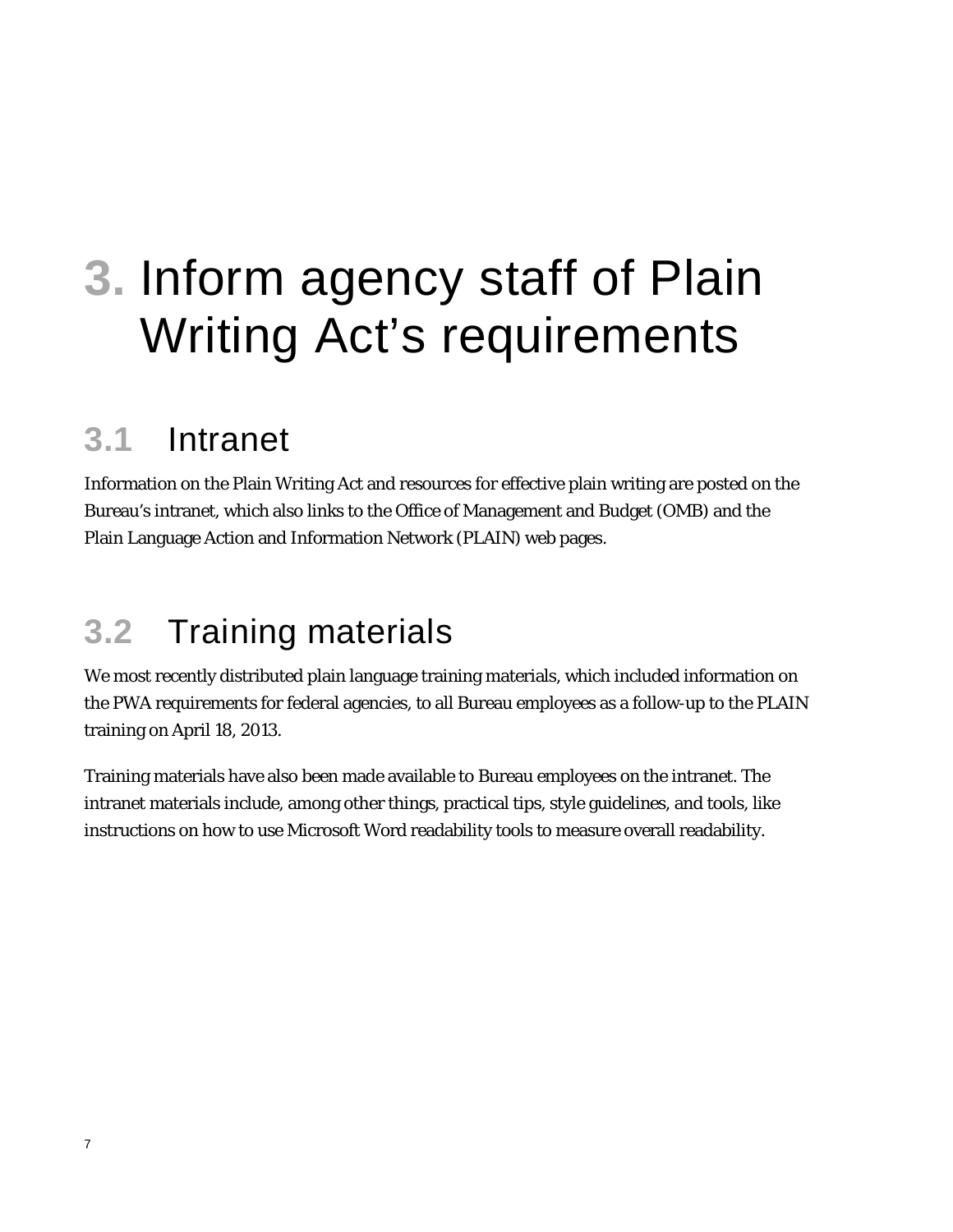# 3. Inform agency staff of Plain Writing Act's requirements

## 3.1 Intranet

Information on the Plain Writing Act and resources for effective plain writing are posted on the Bureau's intranet, which also links to the Office of Management and Budget (OMB) and the Plain Language Action and Information Network (PLAIN) web pages.

## 3.2 Training materials

We most recently distributed plain language training materials, which included information on the PWA requirements for federal agencies, to all Bureau employees as a follow-up to the PLAIN training on April 18, 2013.

Training materials have also been made available to Bureau employees on the intranet. The intranet materials include, among other things, practical tips, style guidelines, and tools, like instructions on how to use Microsoft Word readability tools to measure overall readability.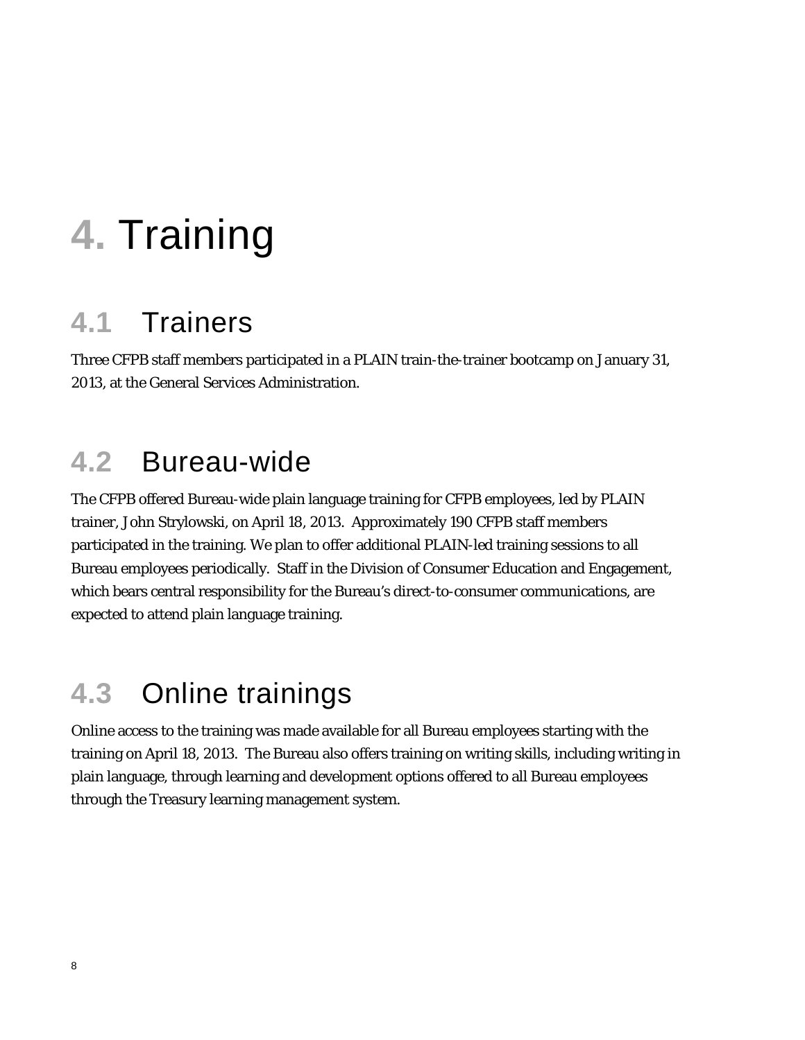# 4. Training

## 4.1 Trainers

Three CFPB staff members participated in a PLAIN train-the-trainer bootcamp on January 31, 2013, at the General Services Administration.

## 4.2 Bureau-wide

The CFPB offered Bureau-wide plain language training for CFPB employees, led by PLAIN trainer, John Strylowski, on April 18, 2013. Approximately 190 CFPB staff members participated in the training. We plan to offer additional PLAIN-led training sessions to all Bureau employees periodically. Staff in the Division of Consumer Education and Engagement, which bears central responsibility for the Bureau's direct-to-consumer communications, are expected to attend plain language training.

## 4.3 Online trainings

Online access to the training was made available for all Bureau employees starting with the training on April 18, 2013. The Bureau also offers training on writing skills, including writing in plain language, through learning and development options offered to all Bureau employees through the Treasury learning management system.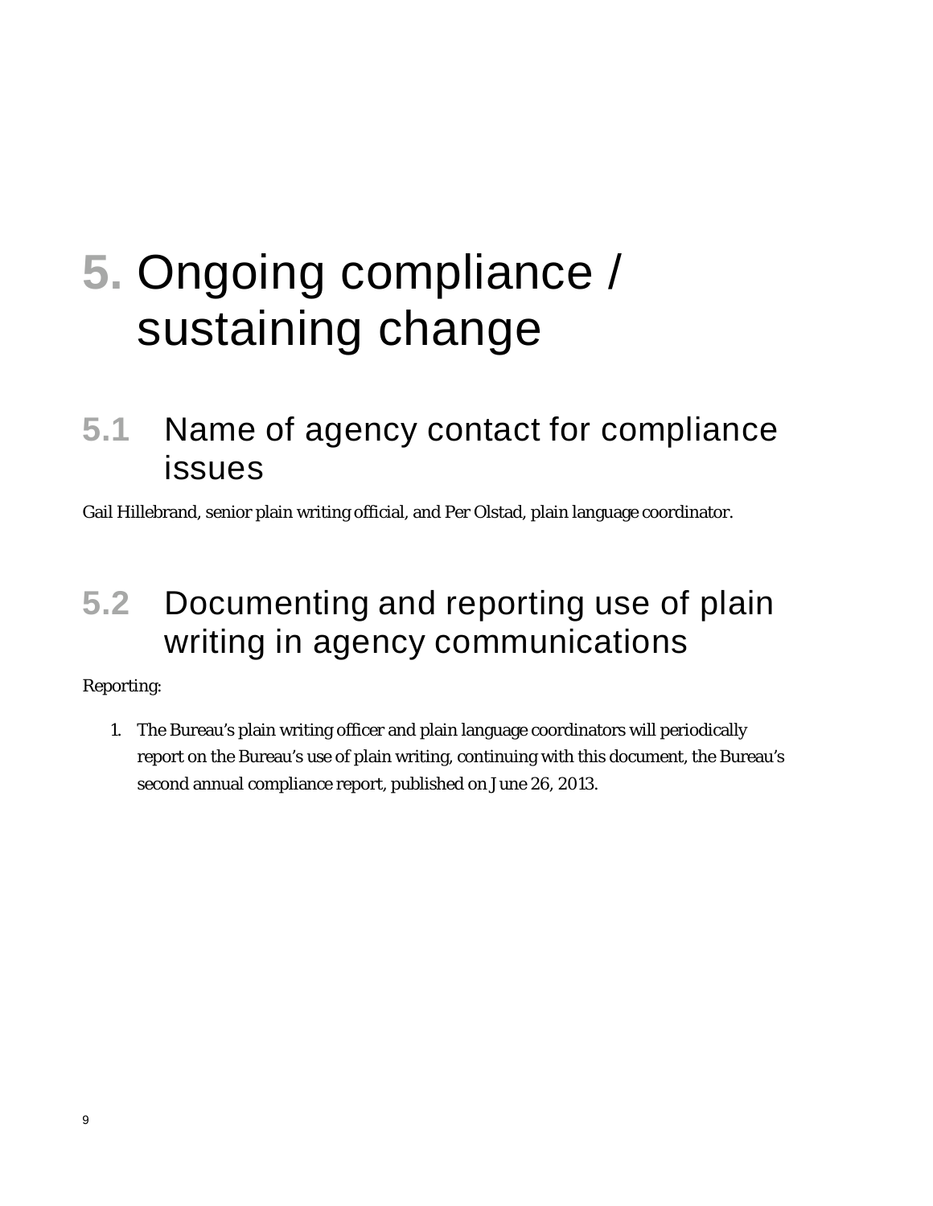# 5. Ongoing compliance / sustaining change

## 5.1 Name of agency contact for compliance issues

Gail Hillebrand, senior plain writing official, and Per Olstad, plain language coordinator.

## 5.2 Documenting and reporting use of plain writing in agency communications

Reporting:

1. The Bureau's plain writing officer and plain language coordinators will periodically report on the Bureau's use of plain writing, continuing with this document, the Bureau's second annual compliance report, published on June 26, 2013.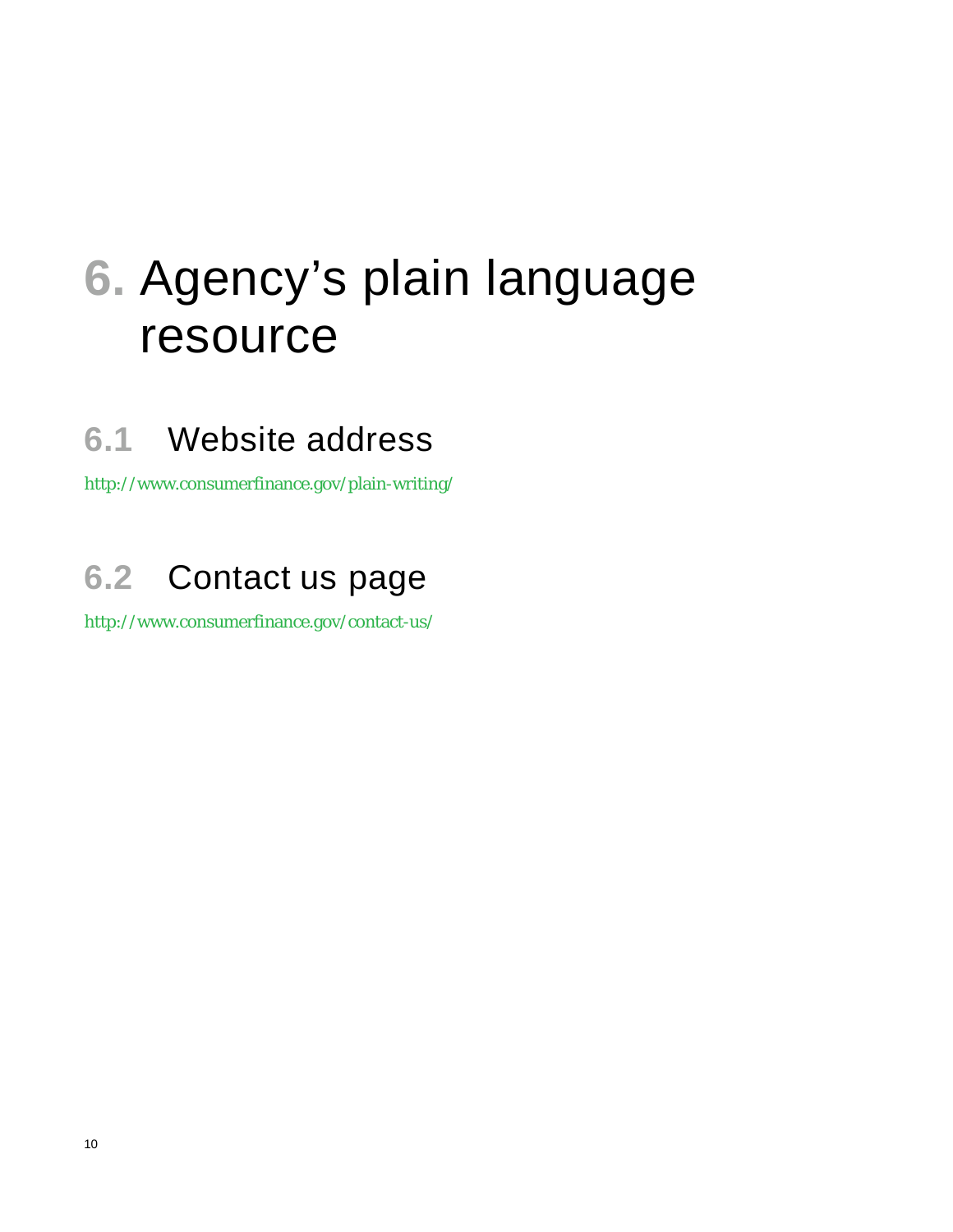# 6. Agency's plain language resource

## 6.1 Website address

http://www.consumerfinance.gov/plain-writing/

## 6.2 Contact us page

http://www.consumerfinance.gov/contact-us/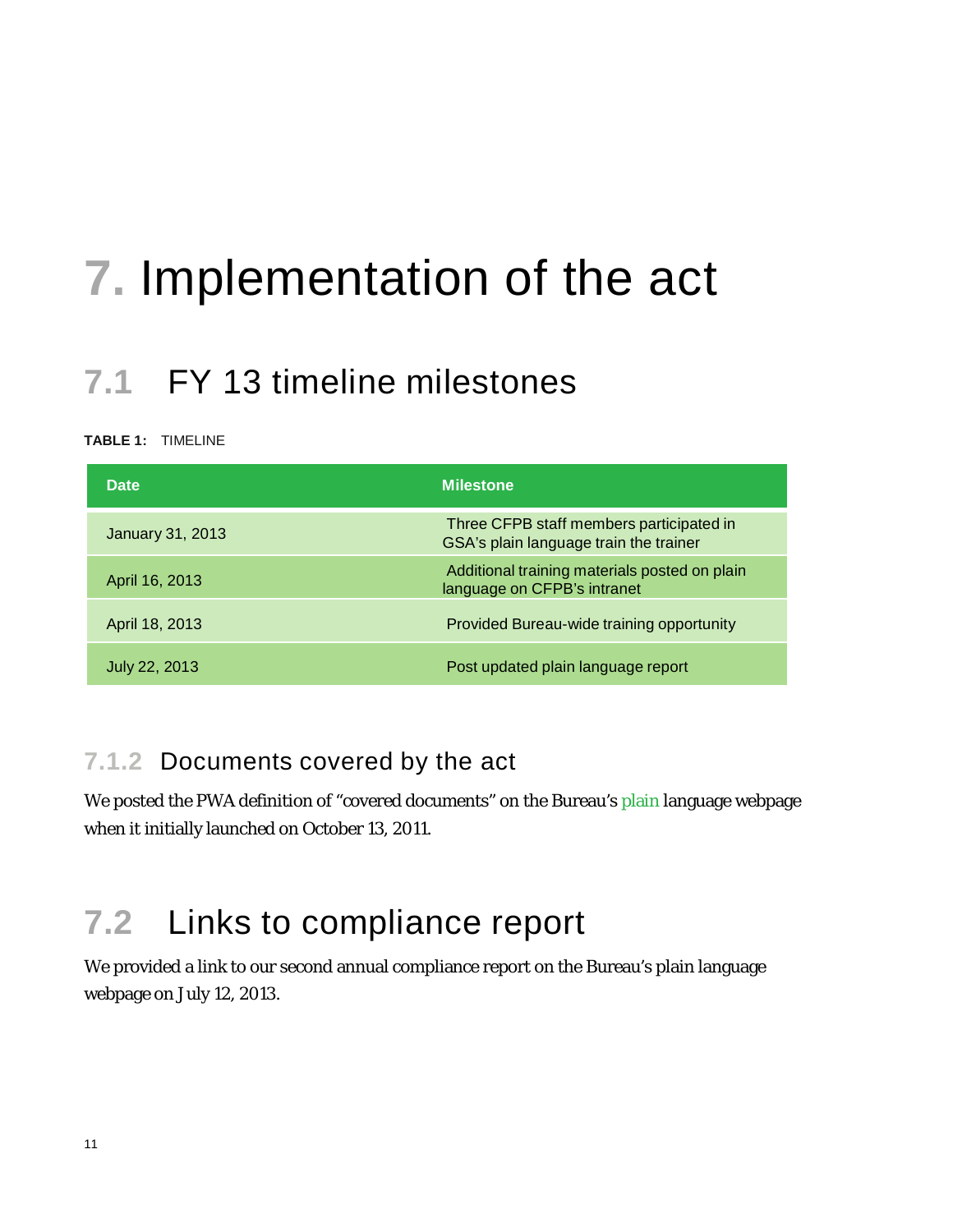# 7. Implementation of the act

## 7.1 FY 13 timeline milestones

**TABLE 1:** TIMELINE

| Date | Milestone |
| --- | --- |
| January 31, 2013 | Three CFPB staff members participated in GSA's plain language train the trainer |
| April 16, 2013 | Additional training materials posted on plain language on CFPB's intranet |
| April 18, 2013 | Provided Bureau-wide training opportunity |
| July 22, 2013 | Post updated plain language report |

### 7.1.2 Documents covered by the act

We posted the PWA definition of "covered documents" on the Bureau's plain language webpage when it initially launched on October 13, 2011.

## 7.2 Links to compliance report

We provided a link to our second annual compliance report on the Bureau's plain language webpage on July 12, 2013.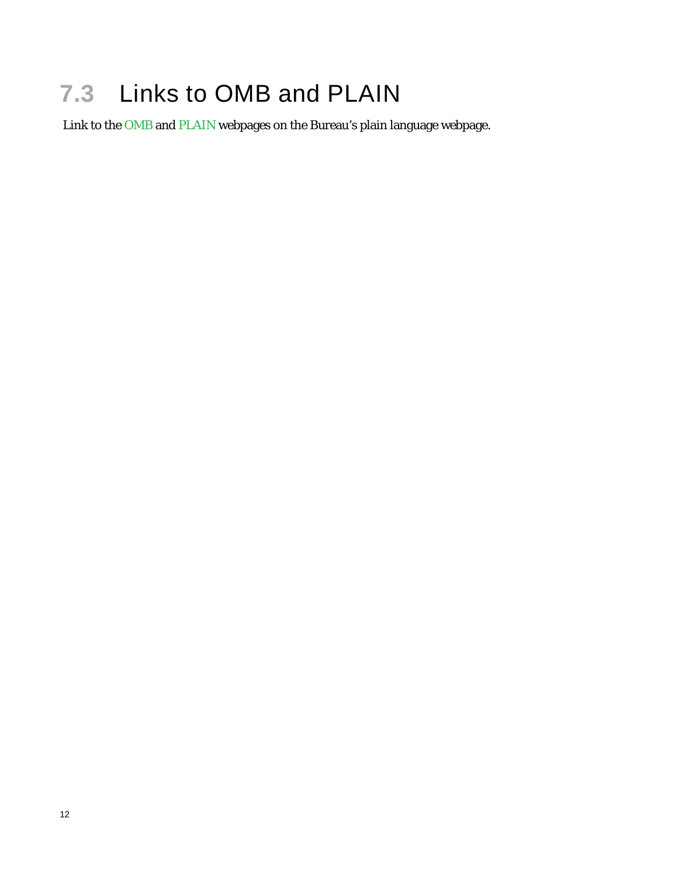## 7.3 Links to OMB and PLAIN

Link to the OMB and PLAIN webpages on the Bureau's plain language webpage.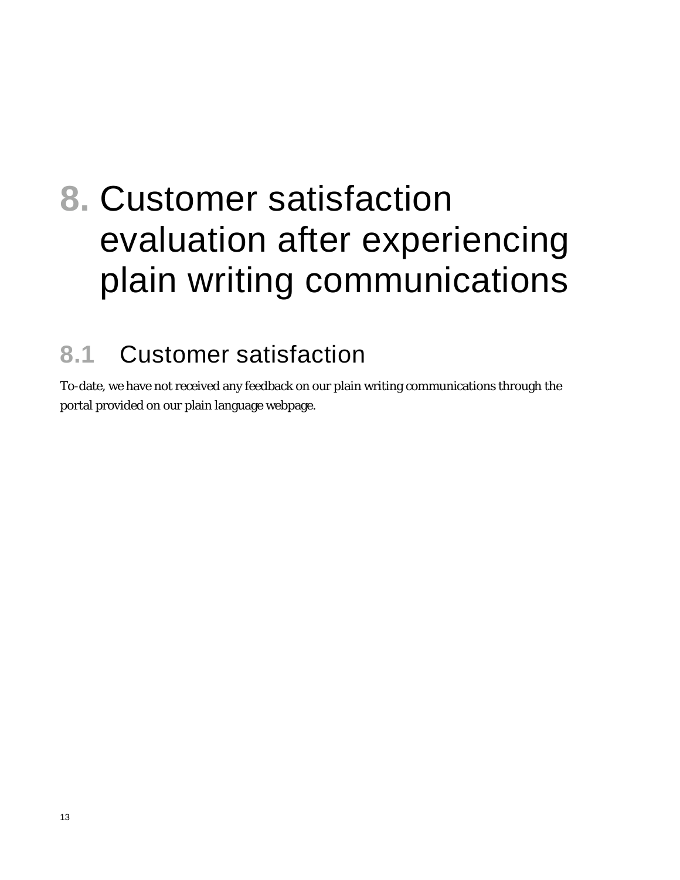# 8. Customer satisfaction evaluation after experiencing plain writing communications

## 8.1 Customer satisfaction

To-date, we have not received any feedback on our plain writing communications through the portal provided on our plain language webpage.